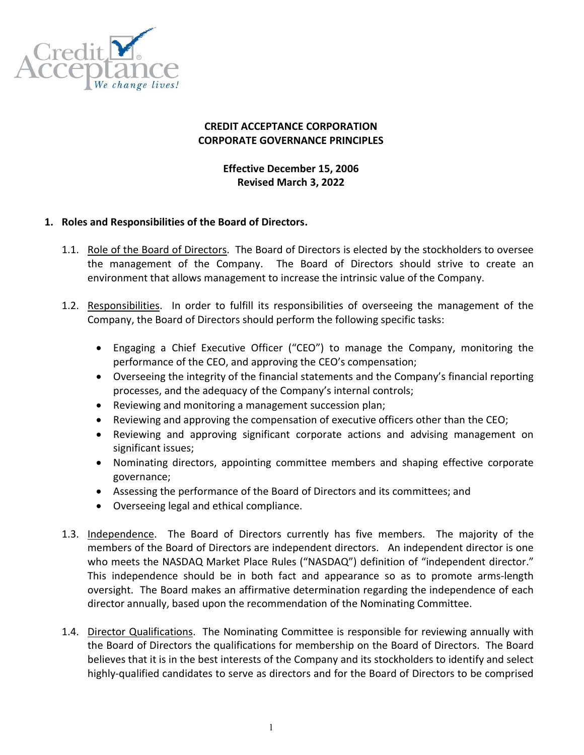# CREDIT ACCEPTANCE CORPORATION
# CORPORATE GOVERNANCE PRINCIPLES

**Effective December 15, 2006**
**Revised March 3, 2022**

## 1. Roles and Responsibilities of the Board of Directors.

1.1. Role of the Board of Directors. The Board of Directors is elected by the stockholders to oversee the management of the Company. The Board of Directors should strive to create an environment that allows management to increase the intrinsic value of the Company.

1.2. Responsibilities. In order to fulfill its responsibilities of overseeing the management of the Company, the Board of Directors should perform the following specific tasks:

- Engaging a Chief Executive Officer ("CEO") to manage the Company, monitoring the performance of the CEO, and approving the CEO's compensation;
- Overseeing the integrity of the financial statements and the Company's financial reporting processes, and the adequacy of the Company's internal controls;
- Reviewing and monitoring a management succession plan;
- Reviewing and approving the compensation of executive officers other than the CEO;
- Reviewing and approving significant corporate actions and advising management on significant issues;
- Nominating directors, appointing committee members and shaping effective corporate governance;
- Assessing the performance of the Board of Directors and its committees; and
- Overseeing legal and ethical compliance.

1.3. Independence. The Board of Directors currently has five members. The majority of the members of the Board of Directors are independent directors. An independent director is one who meets the NASDAQ Market Place Rules ("NASDAQ") definition of "independent director." This independence should be in both fact and appearance so as to promote arms-length oversight. The Board makes an affirmative determination regarding the independence of each director annually, based upon the recommendation of the Nominating Committee.

1.4. Director Qualifications. The Nominating Committee is responsible for reviewing annually with the Board of Directors the qualifications for membership on the Board of Directors. The Board believes that it is in the best interests of the Company and its stockholders to identify and select highly-qualified candidates to serve as directors and for the Board of Directors to be comprised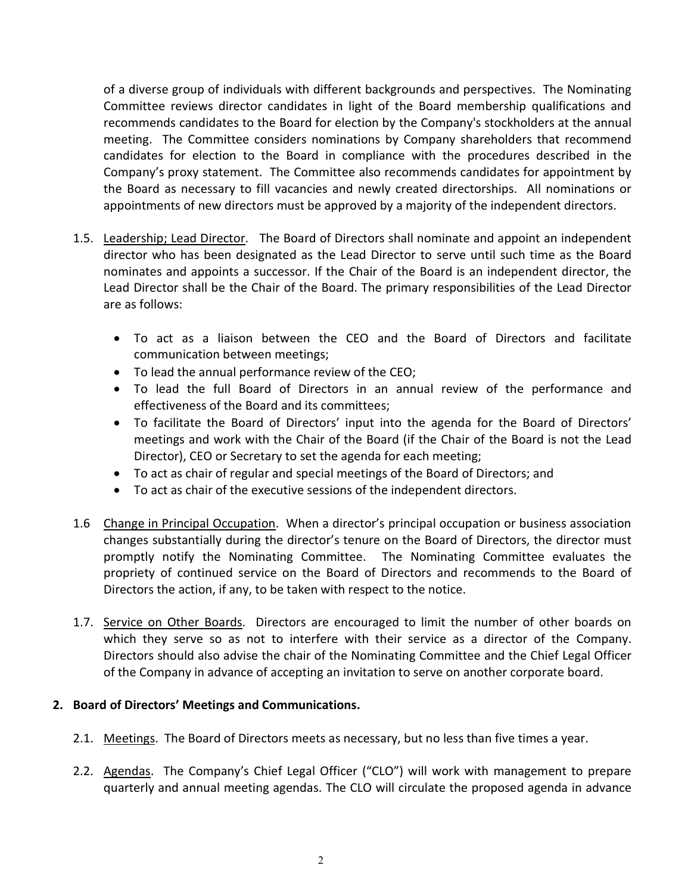of a diverse group of individuals with different backgrounds and perspectives. The Nominating Committee reviews director candidates in light of the Board membership qualifications and recommends candidates to the Board for election by the Company's stockholders at the annual meeting. The Committee considers nominations by Company shareholders that recommend candidates for election to the Board in compliance with the procedures described in the Company's proxy statement. The Committee also recommends candidates for appointment by the Board as necessary to fill vacancies and newly created directorships. All nominations or appointments of new directors must be approved by a majority of the independent directors.

1.5. Leadership; Lead Director. The Board of Directors shall nominate and appoint an independent director who has been designated as the Lead Director to serve until such time as the Board nominates and appoints a successor. If the Chair of the Board is an independent director, the Lead Director shall be the Chair of the Board. The primary responsibilities of the Lead Director are as follows:

- To act as a liaison between the CEO and the Board of Directors and facilitate communication between meetings;
- To lead the annual performance review of the CEO;
- To lead the full Board of Directors in an annual review of the performance and effectiveness of the Board and its committees;
- To facilitate the Board of Directors' input into the agenda for the Board of Directors' meetings and work with the Chair of the Board (if the Chair of the Board is not the Lead Director), CEO or Secretary to set the agenda for each meeting;
- To act as chair of regular and special meetings of the Board of Directors; and
- To act as chair of the executive sessions of the independent directors.

1.6 Change in Principal Occupation. When a director's principal occupation or business association changes substantially during the director's tenure on the Board of Directors, the director must promptly notify the Nominating Committee. The Nominating Committee evaluates the propriety of continued service on the Board of Directors and recommends to the Board of Directors the action, if any, to be taken with respect to the notice.

1.7. Service on Other Boards. Directors are encouraged to limit the number of other boards on which they serve so as not to interfere with their service as a director of the Company. Directors should also advise the chair of the Nominating Committee and the Chief Legal Officer of the Company in advance of accepting an invitation to serve on another corporate board.

## 2. Board of Directors' Meetings and Communications.

2.1. Meetings. The Board of Directors meets as necessary, but no less than five times a year.

2.2. Agendas. The Company's Chief Legal Officer ("CLO") will work with management to prepare quarterly and annual meeting agendas. The CLO will circulate the proposed agenda in advance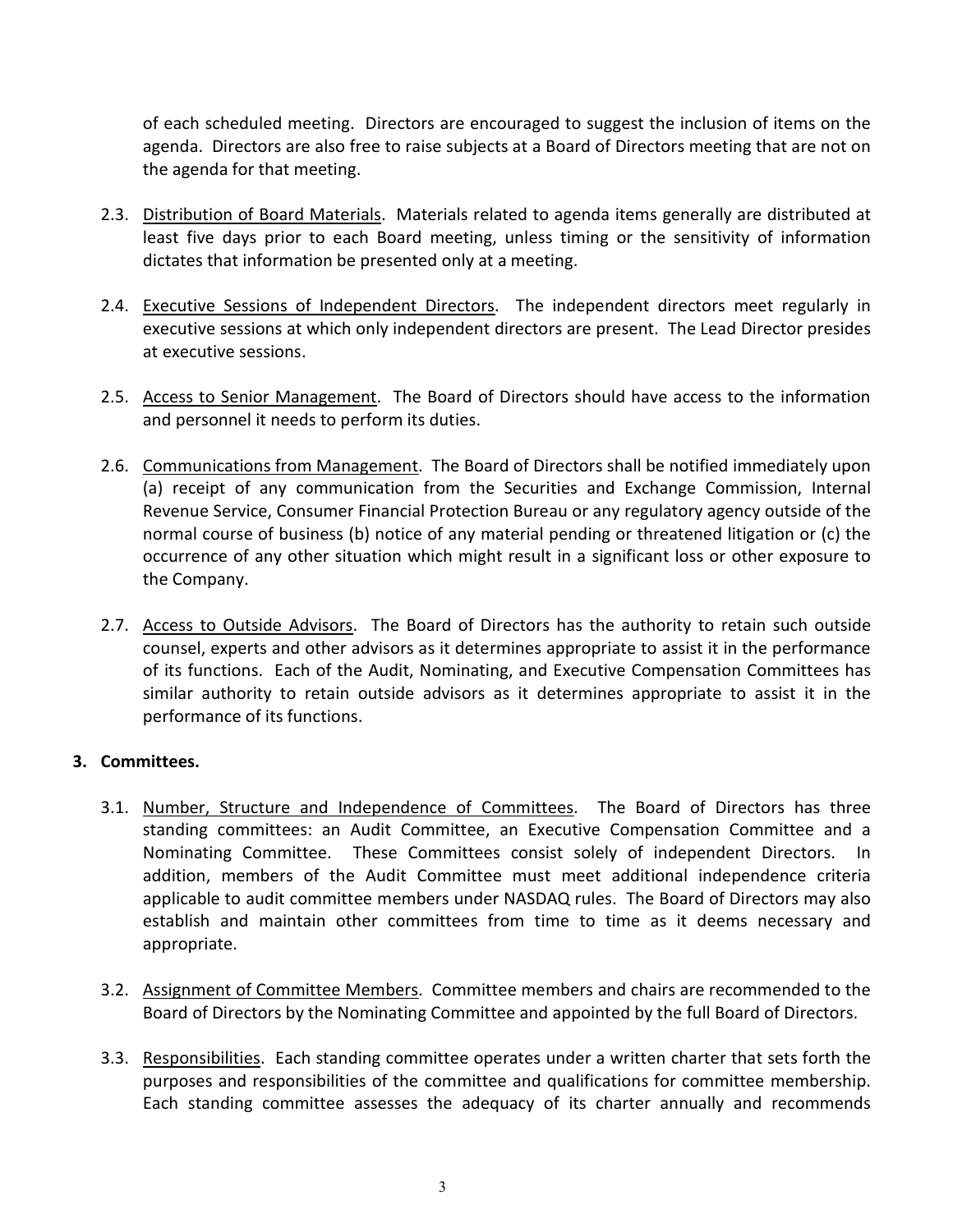of each scheduled meeting. Directors are encouraged to suggest the inclusion of items on the agenda. Directors are also free to raise subjects at a Board of Directors meeting that are not on the agenda for that meeting.

2.3. Distribution of Board Materials. Materials related to agenda items generally are distributed at least five days prior to each Board meeting, unless timing or the sensitivity of information dictates that information be presented only at a meeting.

2.4. Executive Sessions of Independent Directors. The independent directors meet regularly in executive sessions at which only independent directors are present. The Lead Director presides at executive sessions.

2.5. Access to Senior Management. The Board of Directors should have access to the information and personnel it needs to perform its duties.

2.6. Communications from Management. The Board of Directors shall be notified immediately upon (a) receipt of any communication from the Securities and Exchange Commission, Internal Revenue Service, Consumer Financial Protection Bureau or any regulatory agency outside of the normal course of business (b) notice of any material pending or threatened litigation or (c) the occurrence of any other situation which might result in a significant loss or other exposure to the Company.

2.7. Access to Outside Advisors. The Board of Directors has the authority to retain such outside counsel, experts and other advisors as it determines appropriate to assist it in the performance of its functions. Each of the Audit, Nominating, and Executive Compensation Committees has similar authority to retain outside advisors as it determines appropriate to assist it in the performance of its functions.

## 3. Committees.

3.1. Number, Structure and Independence of Committees. The Board of Directors has three standing committees: an Audit Committee, an Executive Compensation Committee and a Nominating Committee. These Committees consist solely of independent Directors. In addition, members of the Audit Committee must meet additional independence criteria applicable to audit committee members under NASDAQ rules. The Board of Directors may also establish and maintain other committees from time to time as it deems necessary and appropriate.

3.2. Assignment of Committee Members. Committee members and chairs are recommended to the Board of Directors by the Nominating Committee and appointed by the full Board of Directors.

3.3. Responsibilities. Each standing committee operates under a written charter that sets forth the purposes and responsibilities of the committee and qualifications for committee membership. Each standing committee assesses the adequacy of its charter annually and recommends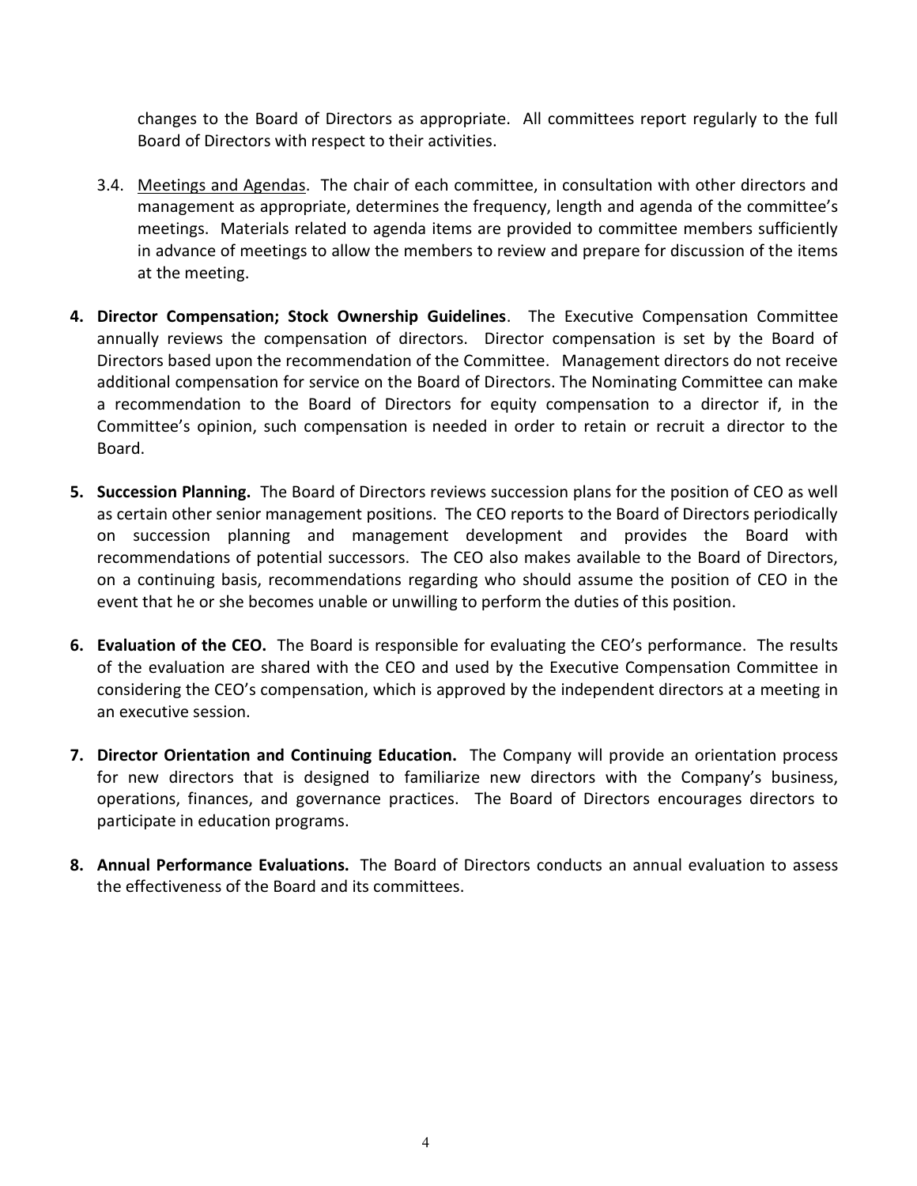changes to the Board of Directors as appropriate. All committees report regularly to the full Board of Directors with respect to their activities.

3.4. Meetings and Agendas. The chair of each committee, in consultation with other directors and management as appropriate, determines the frequency, length and agenda of the committee's meetings. Materials related to agenda items are provided to committee members sufficiently in advance of meetings to allow the members to review and prepare for discussion of the items at the meeting.

**4. Director Compensation; Stock Ownership Guidelines**. The Executive Compensation Committee annually reviews the compensation of directors. Director compensation is set by the Board of Directors based upon the recommendation of the Committee. Management directors do not receive additional compensation for service on the Board of Directors. The Nominating Committee can make a recommendation to the Board of Directors for equity compensation to a director if, in the Committee's opinion, such compensation is needed in order to retain or recruit a director to the Board.

**5. Succession Planning.** The Board of Directors reviews succession plans for the position of CEO as well as certain other senior management positions. The CEO reports to the Board of Directors periodically on succession planning and management development and provides the Board with recommendations of potential successors. The CEO also makes available to the Board of Directors, on a continuing basis, recommendations regarding who should assume the position of CEO in the event that he or she becomes unable or unwilling to perform the duties of this position.

**6. Evaluation of the CEO.** The Board is responsible for evaluating the CEO's performance. The results of the evaluation are shared with the CEO and used by the Executive Compensation Committee in considering the CEO's compensation, which is approved by the independent directors at a meeting in an executive session.

**7. Director Orientation and Continuing Education.** The Company will provide an orientation process for new directors that is designed to familiarize new directors with the Company's business, operations, finances, and governance practices. The Board of Directors encourages directors to participate in education programs.

**8. Annual Performance Evaluations.** The Board of Directors conducts an annual evaluation to assess the effectiveness of the Board and its committees.